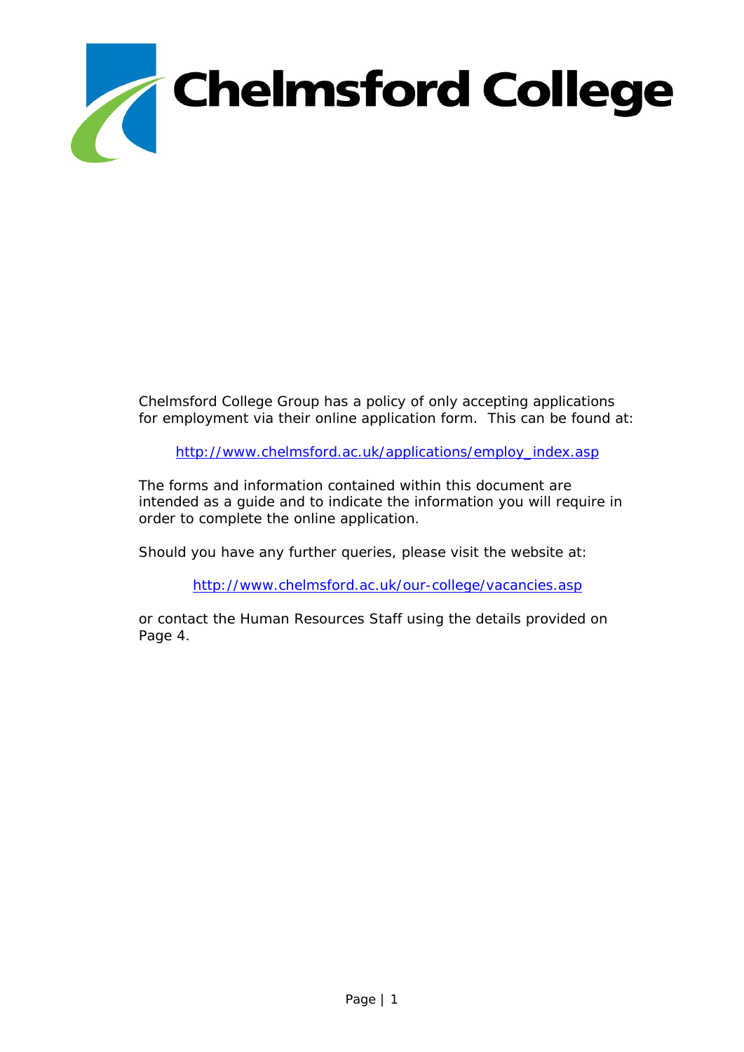# Chelmsford College

Chelmsford College Group has a policy of only accepting applications for employment via their online application form. This can be found at:

http://www.chelmsford.ac.uk/applications/employ_index.asp

The forms and information contained within this document are intended as a guide and to indicate the information you will require in order to complete the online application.

Should you have any further queries, please visit the website at:

http://www.chelmsford.ac.uk/our-college/vacancies.asp

or contact the Human Resources Staff using the details provided on Page 4.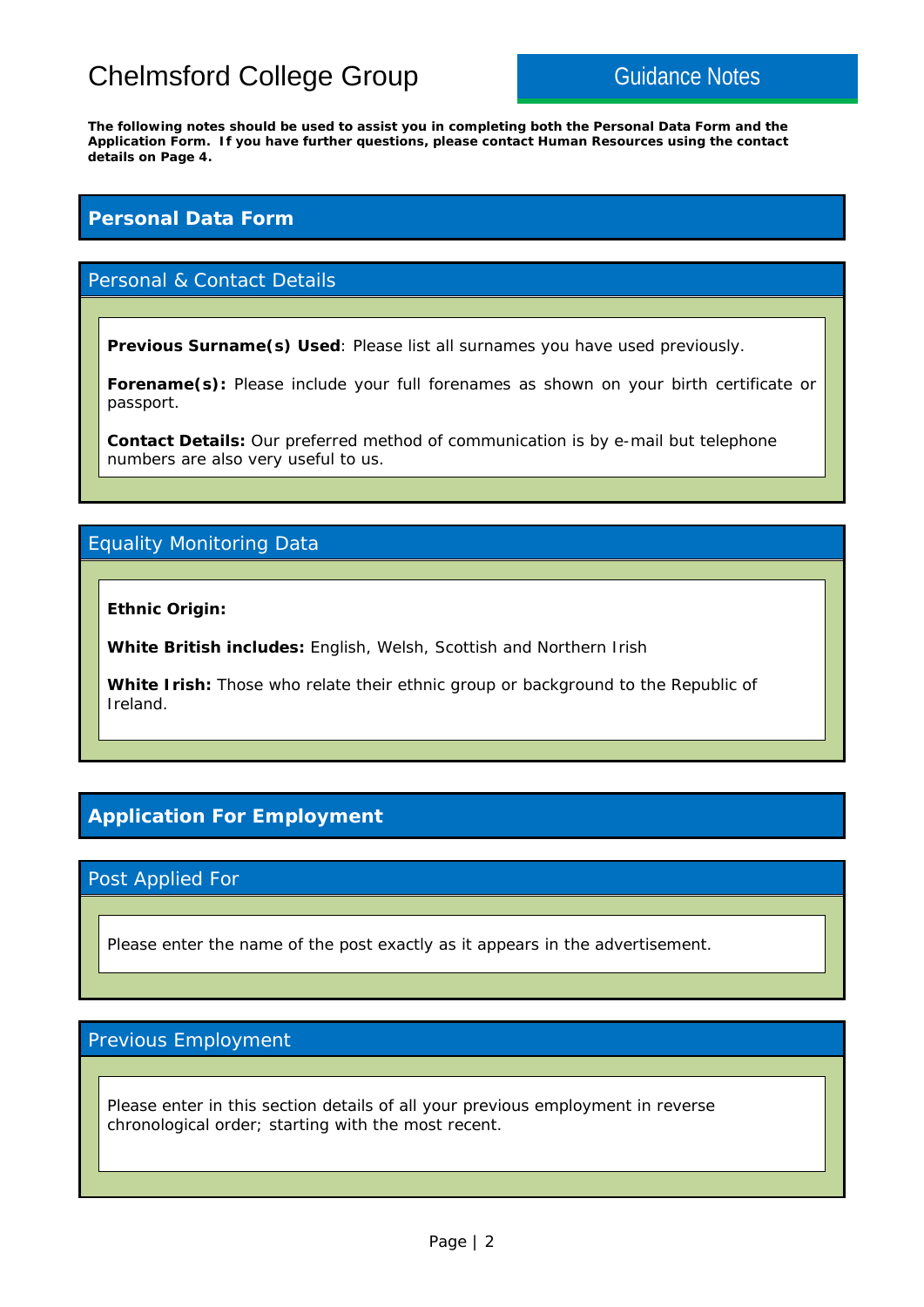# Chelmsford College Group

## Guidance Notes

**The following notes should be used to assist you in completing both the Personal Data Form and the Application Form. If you have further questions, please contact Human Resources using the contact details on Page 4.**

## Personal Data Form

### Personal & Contact Details

**Previous Surname(s) Used**: Please list all surnames you have used previously.

**Forename(s):** Please include your full forenames as shown on your birth certificate or passport.

**Contact Details:** Our preferred method of communication is by e-mail but telephone numbers are also very useful to us.

### Equality Monitoring Data

**Ethnic Origin:**

**White British includes:** English, Welsh, Scottish and Northern Irish

**White Irish:** Those who relate their ethnic group or background to the Republic of Ireland.

## Application For Employment

### Post Applied For

Please enter the name of the post exactly as it appears in the advertisement.

### Previous Employment

Please enter in this section details of all your previous employment in reverse chronological order; starting with the most recent.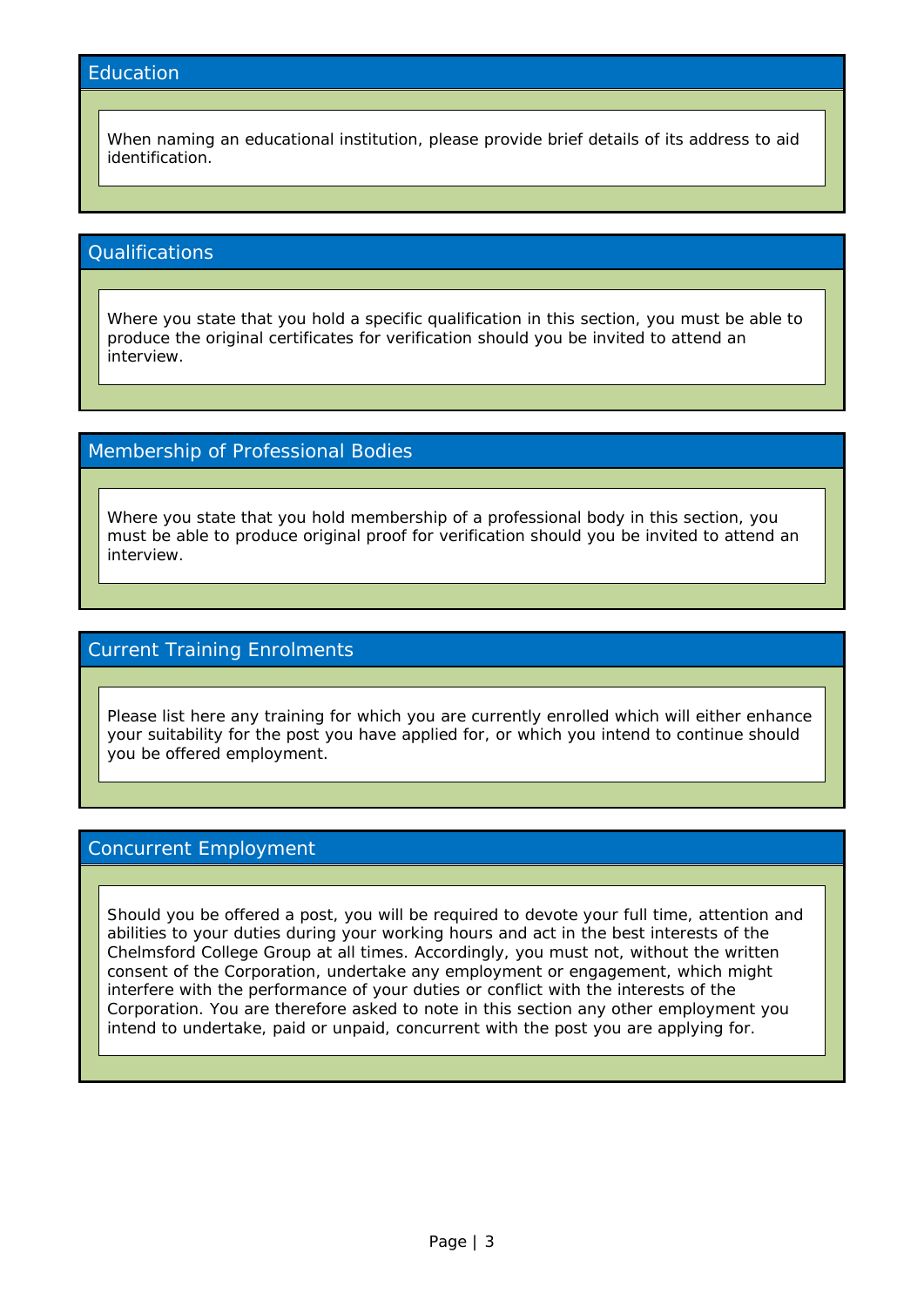## Education

When naming an educational institution, please provide brief details of its address to aid identification.

## Qualifications

Where you state that you hold a specific qualification in this section, you must be able to produce the original certificates for verification should you be invited to attend an interview.

## Membership of Professional Bodies

Where you state that you hold membership of a professional body in this section, you must be able to produce original proof for verification should you be invited to attend an interview.

## Current Training Enrolments

Please list here any training for which you are currently enrolled which will either enhance your suitability for the post you have applied for, or which you intend to continue should you be offered employment.

## Concurrent Employment

Should you be offered a post, you will be required to devote your full time, attention and abilities to your duties during your working hours and act in the best interests of the Chelmsford College Group at all times. Accordingly, you must not, without the written consent of the Corporation, undertake any employment or engagement, which might interfere with the performance of your duties or conflict with the interests of the Corporation. You are therefore asked to note in this section any other employment you intend to undertake, paid or unpaid, concurrent with the post you are applying for.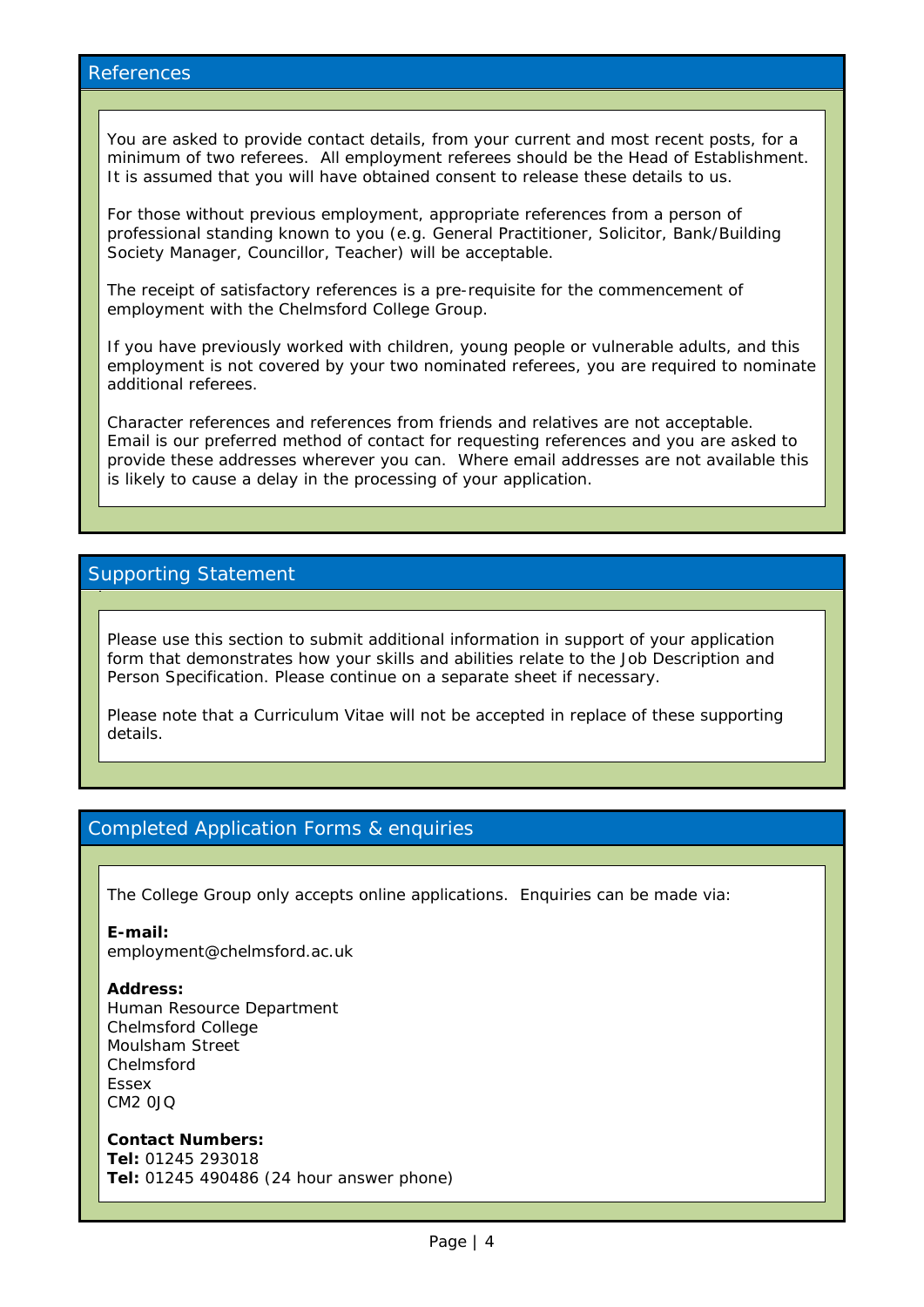## References

You are asked to provide contact details, from your current and most recent posts, for a minimum of two referees. All employment referees should be the Head of Establishment. It is assumed that you will have obtained consent to release these details to us.

For those without previous employment, appropriate references from a person of professional standing known to you (e.g. General Practitioner, Solicitor, Bank/Building Society Manager, Councillor, Teacher) will be acceptable.

The receipt of satisfactory references is a pre-requisite for the commencement of employment with the Chelmsford College Group.

If you have previously worked with children, young people or vulnerable adults, and this employment is not covered by your two nominated referees, you are required to nominate additional referees.

Character references and references from friends and relatives are not acceptable. Email is our preferred method of contact for requesting references and you are asked to provide these addresses wherever you can. Where email addresses are not available this is likely to cause a delay in the processing of your application.

## Supporting Statement

Please use this section to submit additional information in support of your application form that demonstrates how your skills and abilities relate to the Job Description and Person Specification. Please continue on a separate sheet if necessary.

Please note that a Curriculum Vitae will not be accepted in replace of these supporting details.

## Completed Application Forms & enquiries

The College Group only accepts online applications. Enquiries can be made via:

**E-mail:**
employment@chelmsford.ac.uk

**Address:**
Human Resource Department
Chelmsford College
Moulsham Street
Chelmsford
Essex
CM2 0JQ

**Contact Numbers:**
**Tel:** 01245 293018
**Tel:** 01245 490486 (24 hour answer phone)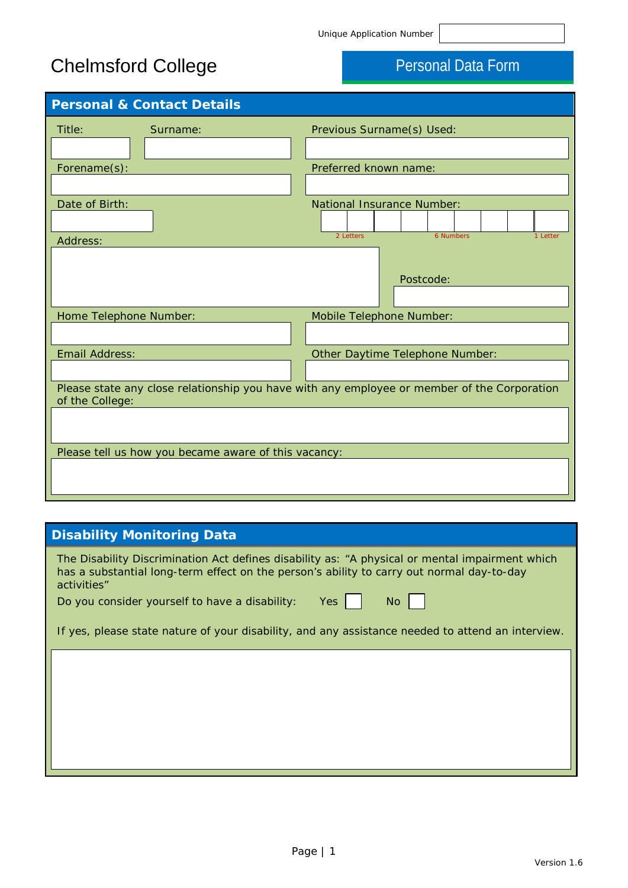Unique Application Number

# Chelmsford College

## Personal Data Form

### Personal & Contact Details

Title:

Surname:

Previous Surname(s) Used:

Forename(s):

Preferred known name:

Date of Birth:

National Insurance Number:

2 Letters | 6 Numbers | 1 Letter

Address:

Postcode:

Home Telephone Number:

Mobile Telephone Number:

Email Address:

Other Daytime Telephone Number:

Please state any close relationship you have with any employee or member of the Corporation of the College:

Please tell us how you became aware of this vacancy:

### Disability Monitoring Data

The Disability Discrimination Act defines disability as: "A physical or mental impairment which has a substantial long-term effect on the person's ability to carry out normal day-to-day activities"

Do you consider yourself to have a disability: Yes ☐ No ☐

If yes, please state nature of your disability, and any assistance needed to attend an interview.

Version 1.6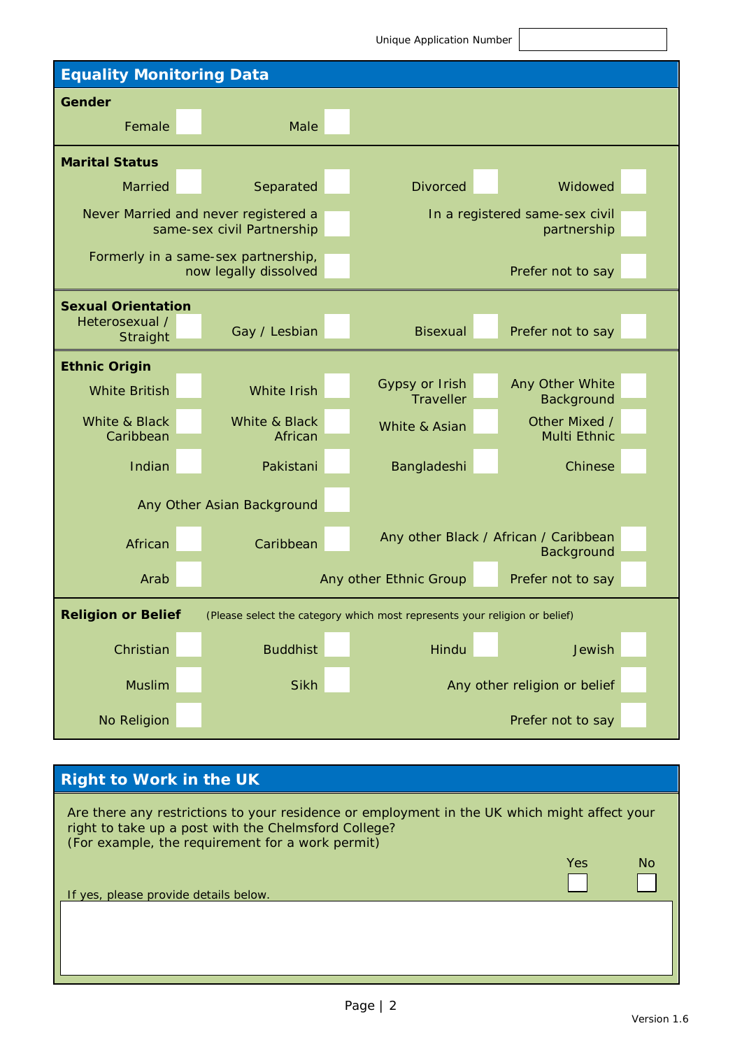Unique Application Number

## Equality Monitoring Data

**Gender**

| | | | |
|---|---|---|---|
| Female ☐ | Male ☐ | | |

**Marital Status**

| | | | |
|---|---|---|---|
| Married ☐ | Separated ☐ | Divorced ☐ | Widowed ☐ |
| Never Married and never registered a same-sex civil Partnership ☐ | | In a registered same-sex civil partnership ☐ | |
| Formerly in a same-sex partnership, now legally dissolved ☐ | | Prefer not to say ☐ | |

**Sexual Orientation**

| | | | |
|---|---|---|---|
| Heterosexual / Straight ☐ | Gay / Lesbian ☐ | Bisexual ☐ | Prefer not to say ☐ |

**Ethnic Origin**

| | | | |
|---|---|---|---|
| White British ☐ | White Irish ☐ | Gypsy or Irish Traveller ☐ | Any Other White Background ☐ |
| White & Black Caribbean ☐ | White & Black African ☐ | White & Asian ☐ | Other Mixed / Multi Ethnic ☐ |
| Indian ☐ | Pakistani ☐ | Bangladeshi ☐ | Chinese ☐ |
| Any Other Asian Background ☐ | | | |
| African ☐ | Caribbean ☐ | Any other Black / African / Caribbean Background ☐ | |
| Arab ☐ | | Any other Ethnic Group ☐ | Prefer not to say ☐ |

**Religion or Belief** (Please select the category which most represents your religion or belief)

| | | | |
|---|---|---|---|
| Christian ☐ | Buddhist ☐ | Hindu ☐ | Jewish ☐ |
| Muslim ☐ | Sikh ☐ | Any other religion or belief ☐ | |
| No Religion ☐ | | Prefer not to say ☐ | |

## Right to Work in the UK

Are there any restrictions to your residence or employment in the UK which might affect your right to take up a post with the Chelmsford College?
(For example, the requirement for a work permit)

Yes ☐ No ☐

If yes, please provide details below.

Version 1.6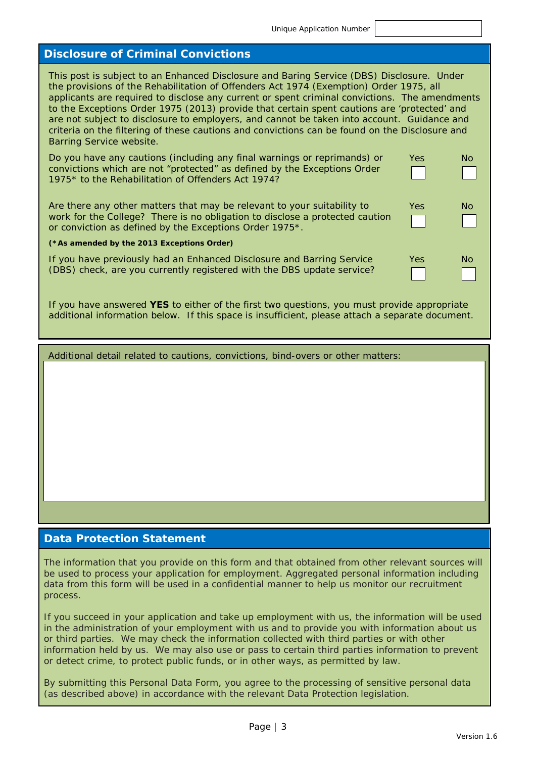Unique Application Number

## Disclosure of Criminal Convictions

This post is subject to an Enhanced Disclosure and Baring Service (DBS) Disclosure. Under the provisions of the Rehabilitation of Offenders Act 1974 (Exemption) Order 1975, all applicants are required to disclose any current or spent criminal convictions. The amendments to the Exceptions Order 1975 (2013) provide that certain spent cautions are 'protected' and are not subject to disclosure to employers, and cannot be taken into account. Guidance and criteria on the filtering of these cautions and convictions can be found on the Disclosure and Barring Service website.

| | Yes | No |
|---|---|---|
| Do you have any cautions (including any final warnings or reprimands) or convictions which are not "protected" as defined by the Exceptions Order 1975* to the Rehabilitation of Offenders Act 1974? | ☐ | ☐ |
| Are there any other matters that may be relevant to your suitability to work for the College? There is no obligation to disclose a protected caution or conviction as defined by the Exceptions Order 1975*. | ☐ | ☐ |

**(*As amended by the 2013 Exceptions Order)**

| | Yes | No |
|---|---|---|
| If you have previously had an Enhanced Disclosure and Barring Service (DBS) check, are you currently registered with the DBS update service? | ☐ | ☐ |

If you have answered **YES** to either of the first two questions, you must provide appropriate additional information below. If this space is insufficient, please attach a separate document.

Additional detail related to cautions, convictions, bind-overs or other matters:

## Data Protection Statement

The information that you provide on this form and that obtained from other relevant sources will be used to process your application for employment. Aggregated personal information including data from this form will be used in a confidential manner to help us monitor our recruitment process.

If you succeed in your application and take up employment with us, the information will be used in the administration of your employment with us and to provide you with information about us or third parties. We may check the information collected with third parties or with other information held by us. We may also use or pass to certain third parties information to prevent or detect crime, to protect public funds, or in other ways, as permitted by law.

By submitting this Personal Data Form, you agree to the processing of sensitive personal data (as described above) in accordance with the relevant Data Protection legislation.

Version 1.6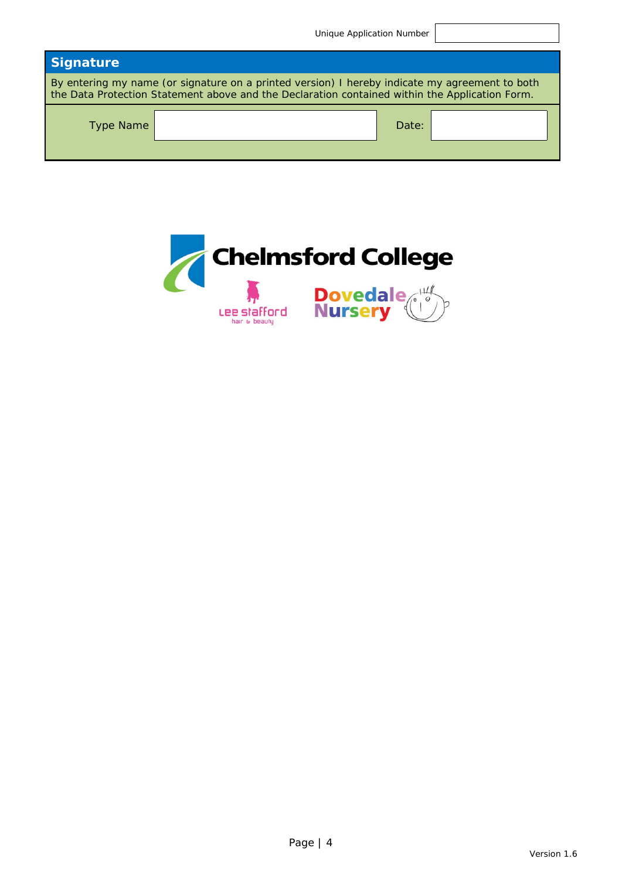Unique Application Number | 
---|---

## Signature

By entering my name (or signature on a printed version) I hereby indicate my agreement to both the Data Protection Statement above and the Declaration contained within the Application Form.

| Type Name | | Date: | |
|---|---|---|---|

Chelmsford College

Lee Stafford hair & beauty

Dovedale Nursery

Version 1.6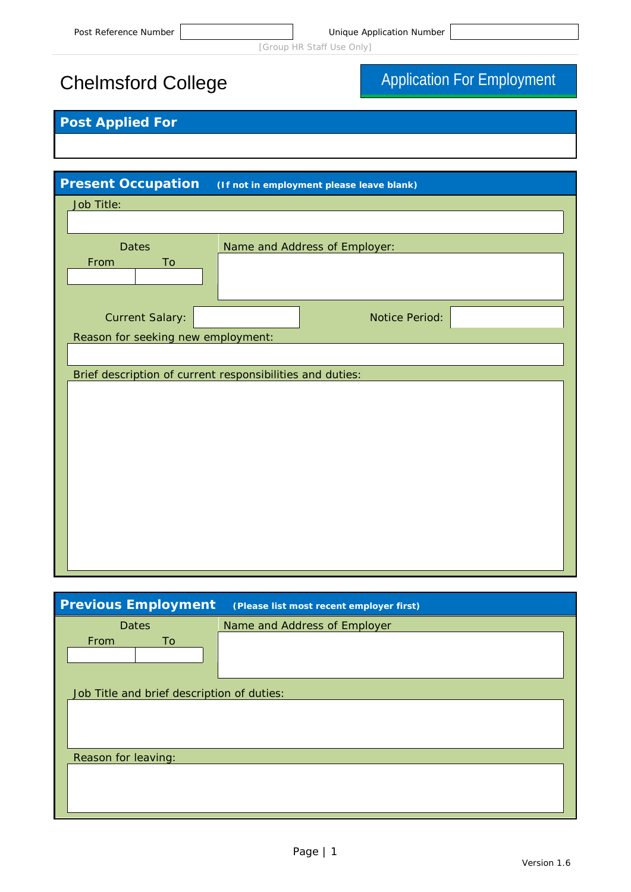Post Reference Number | Unique Application Number

[Group HR Staff Use Only]

# Chelmsford College

## Application For Employment

## Post Applied For

## Present Occupation **(If not in employment please leave blank)**

Job Title:

Dates

From To

Name and Address of Employer:

Current Salary:

Notice Period:

Reason for seeking new employment:

Brief description of current responsibilities and duties:

## Previous Employment **(Please list most recent employer first)**

Dates

From To

Name and Address of Employer

Job Title and brief description of duties:

Reason for leaving:

Version 1.6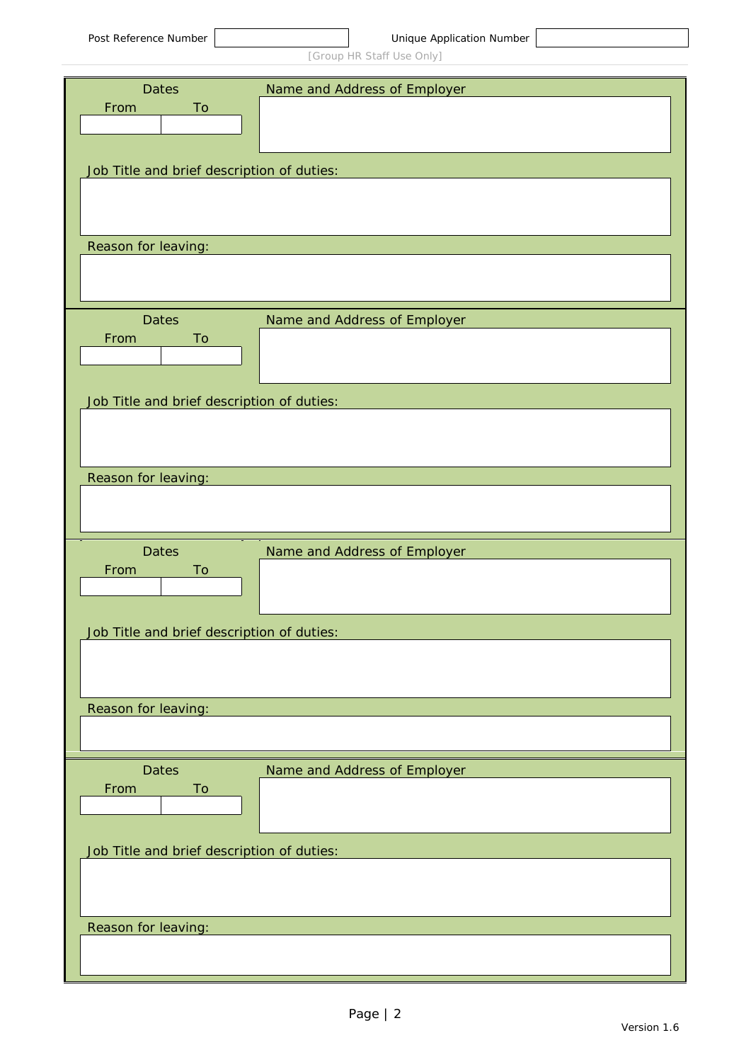Post Reference Number | | Unique Application Number | |
--- | --- | --- | ---

[Group HR Staff Use Only]

| Dates | | Name and Address of Employer |
|---|---|---|
| From | To | |
| | | |

Job Title and brief description of duties:

Reason for leaving:

| Dates | | Name and Address of Employer |
|---|---|---|
| From | To | |
| | | |

Job Title and brief description of duties:

Reason for leaving:

| Dates | | Name and Address of Employer |
|---|---|---|
| From | To | |
| | | |

Job Title and brief description of duties:

Reason for leaving:

| Dates | | Name and Address of Employer |
|---|---|---|
| From | To | |
| | | |

Job Title and brief description of duties:

Reason for leaving:

Version 1.6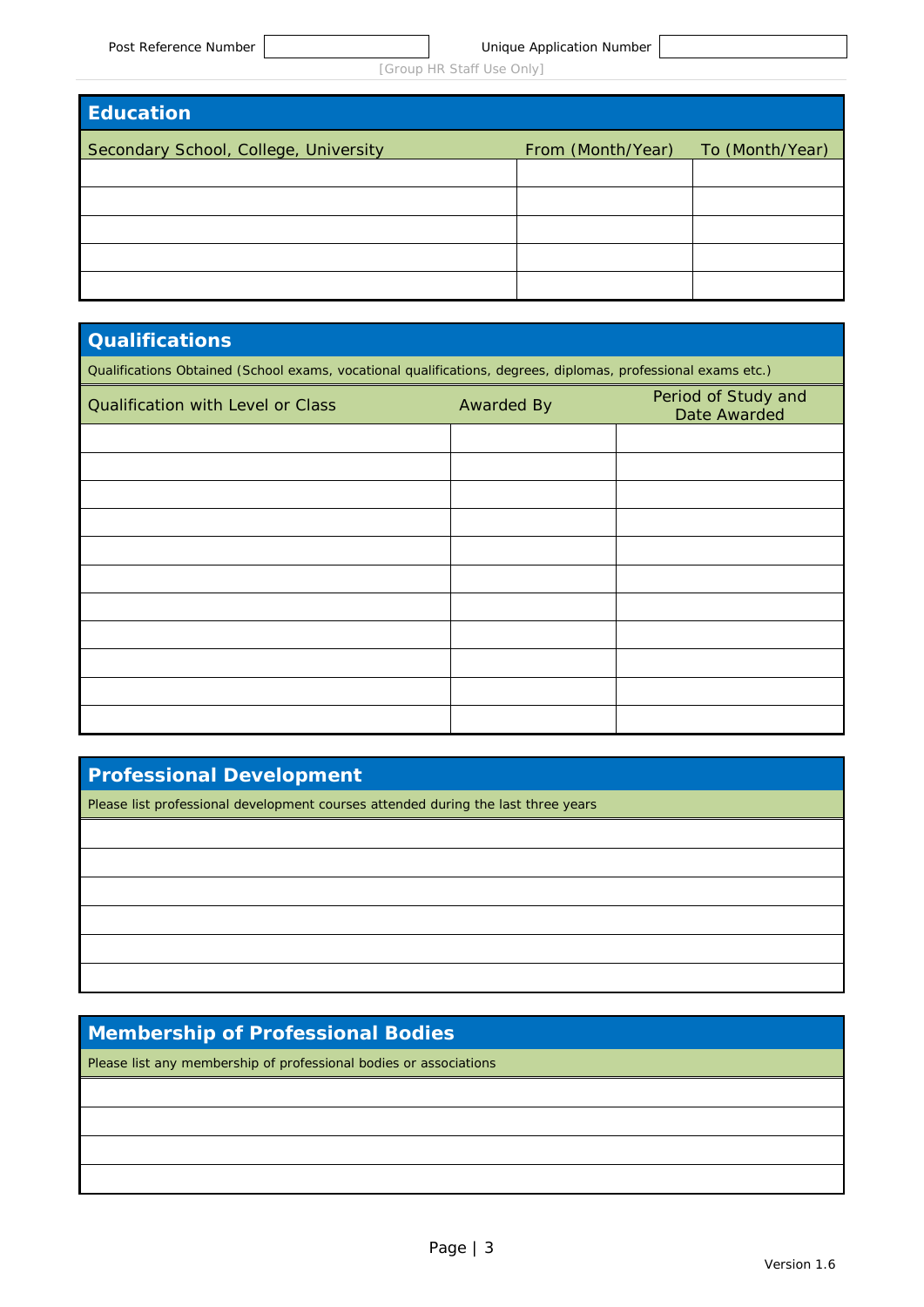| Post Reference Number | | Unique Application Number | |
|---|---|---|---|

[Group HR Staff Use Only]

## Education

| Secondary School, College, University | From (Month/Year) | To (Month/Year) |
|---|---|---|
| | | |
| | | |
| | | |
| | | |
| | | |

## Qualifications

Qualifications Obtained (School exams, vocational qualifications, degrees, diplomas, professional exams etc.)

| Qualification with Level or Class | Awarded By | Period of Study and Date Awarded |
|---|---|---|
| | | |
| | | |
| | | |
| | | |
| | | |
| | | |
| | | |
| | | |
| | | |
| | | |
| | | |

## Professional Development

| Please list professional development courses attended during the last three years |
|---|
| |
| |
| |
| |
| |
| |

## Membership of Professional Bodies

| Please list any membership of professional bodies or associations |
|---|
| |
| |
| |
| |

Version 1.6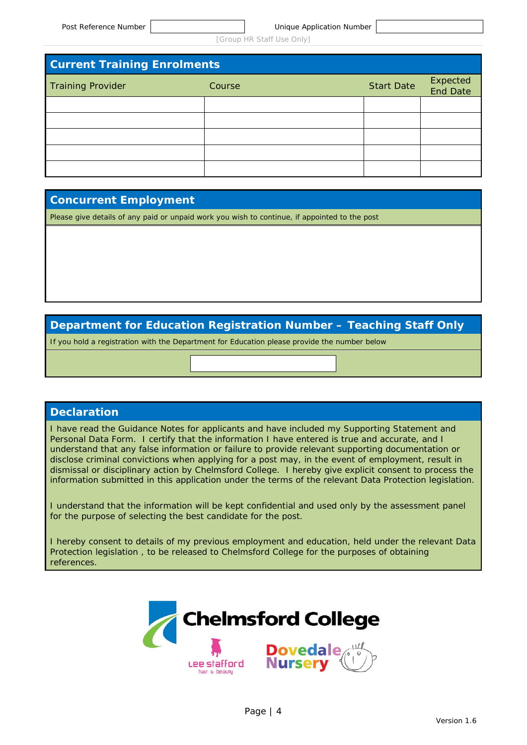| Post Reference Number | | Unique Application Number | |
|---|---|---|---|

[Group HR Staff Use Only]

## Current Training Enrolments

| Training Provider | Course | Start Date | Expected End Date |
|---|---|---|---|
| | | | |
| | | | |
| | | | |
| | | | |
| | | | |

## Concurrent Employment

Please give details of any paid or unpaid work you wish to continue, if appointed to the post

## Department for Education Registration Number – Teaching Staff Only

If you hold a registration with the Department for Education please provide the number below

## Declaration

I have read the Guidance Notes for applicants and have included my Supporting Statement and Personal Data Form. I certify that the information I have entered is true and accurate, and I understand that any false information or failure to provide relevant supporting documentation or disclose criminal convictions when applying for a post may, in the event of employment, result in dismissal or disciplinary action by Chelmsford College. I hereby give explicit consent to process the information submitted in this application under the terms of the relevant Data Protection legislation.

I understand that the information will be kept confidential and used only by the assessment panel for the purpose of selecting the best candidate for the post.

I hereby consent to details of my previous employment and education, held under the relevant Data Protection legislation , to be released to Chelmsford College for the purposes of obtaining references.

Chelmsford College

Lee Stafford hair & beauty

Dovedale Nursery

Version 1.6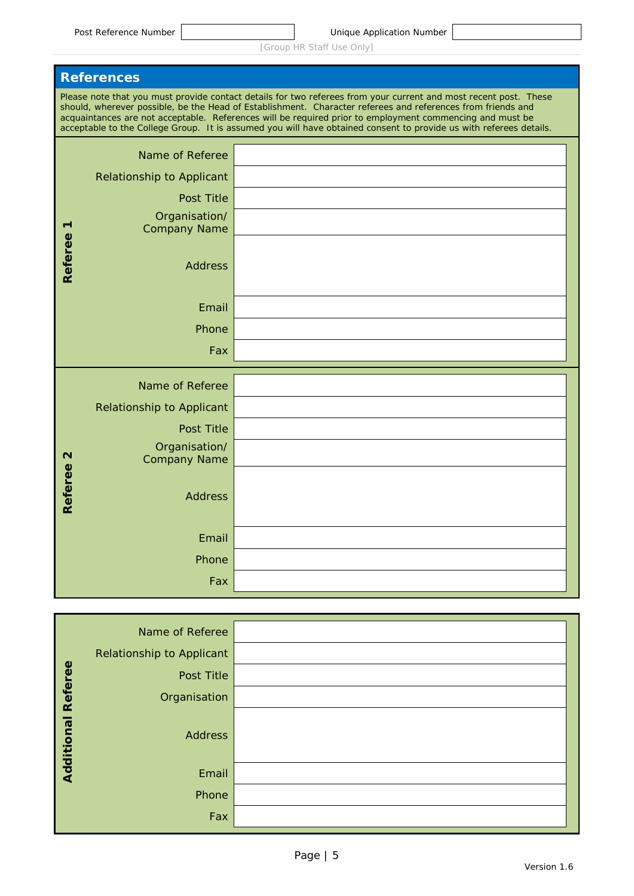| Post Reference Number | | Unique Application Number | |
|---|---|---|---|

[Group HR Staff Use Only]

## References

Please note that you must provide contact details for two referees from your current and most recent post. These should, wherever possible, be the Head of Establishment. Character referees and references from friends and acquaintances are not acceptable. References will be required prior to employment commencing and must be acceptable to the College Group. It is assumed you will have obtained consent to provide us with referees details.

**Referee 1**

| | |
|---|---|
| Name of Referee | |
| Relationship to Applicant | |
| Post Title | |
| Organisation/ Company Name | |
| Address | |
| Email | |
| Phone | |
| Fax | |

**Referee 2**

| | |
|---|---|
| Name of Referee | |
| Relationship to Applicant | |
| Post Title | |
| Organisation/ Company Name | |
| Address | |
| Email | |
| Phone | |
| Fax | |

**Additional Referee**

| | |
|---|---|
| Name of Referee | |
| Relationship to Applicant | |
| Post Title | |
| Organisation | |
| Address | |
| Email | |
| Phone | |
| Fax | |

Version 1.6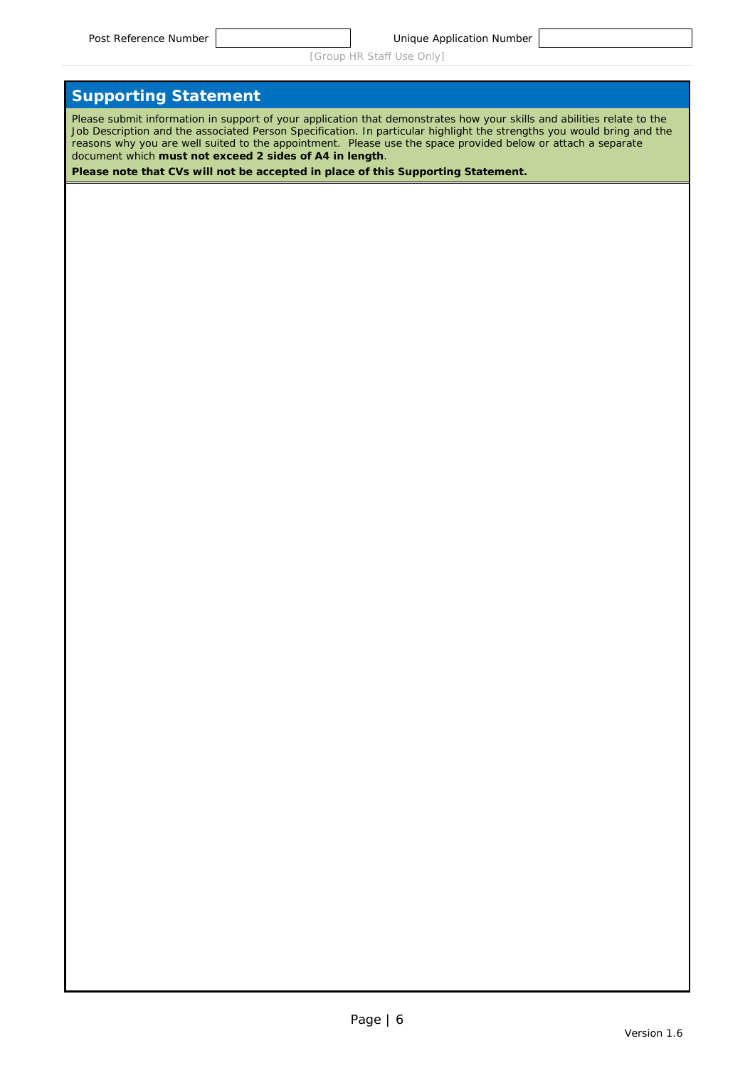| Post Reference Number | | Unique Application Number | |
| --- | --- | --- | --- |

[Group HR Staff Use Only]

## Supporting Statement

Please submit information in support of your application that demonstrates how your skills and abilities relate to the Job Description and the associated Person Specification. In particular highlight the strengths you would bring and the reasons why you are well suited to the appointment. Please use the space provided below or attach a separate document which **must not exceed 2 sides of A4 in length**.

**Please note that CVs will not be accepted in place of this Supporting Statement.**

Version 1.6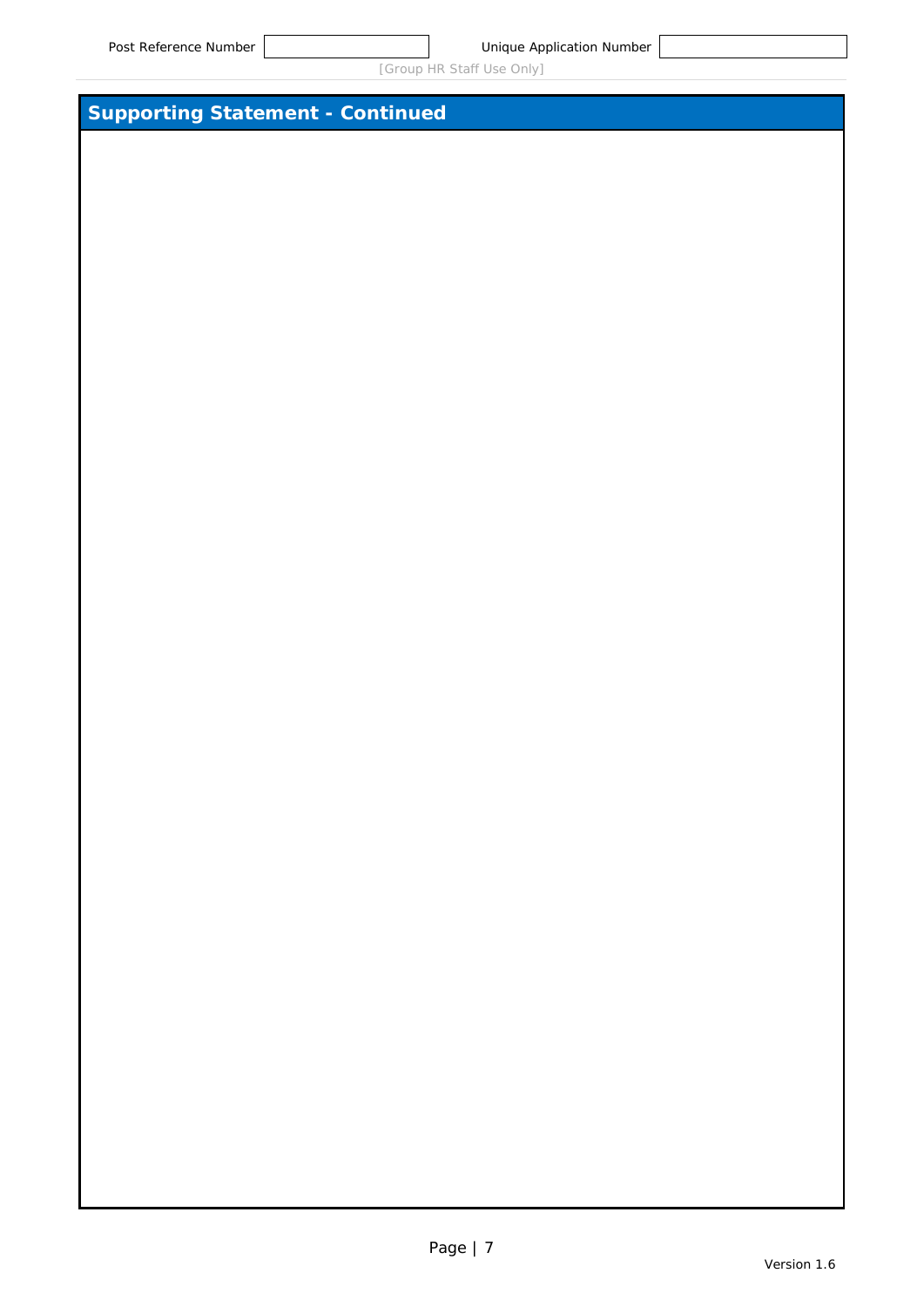| Post Reference Number | | Unique Application Number | |
| --- | --- | --- | --- |

[Group HR Staff Use Only]

## Supporting Statement - Continued

Version 1.6